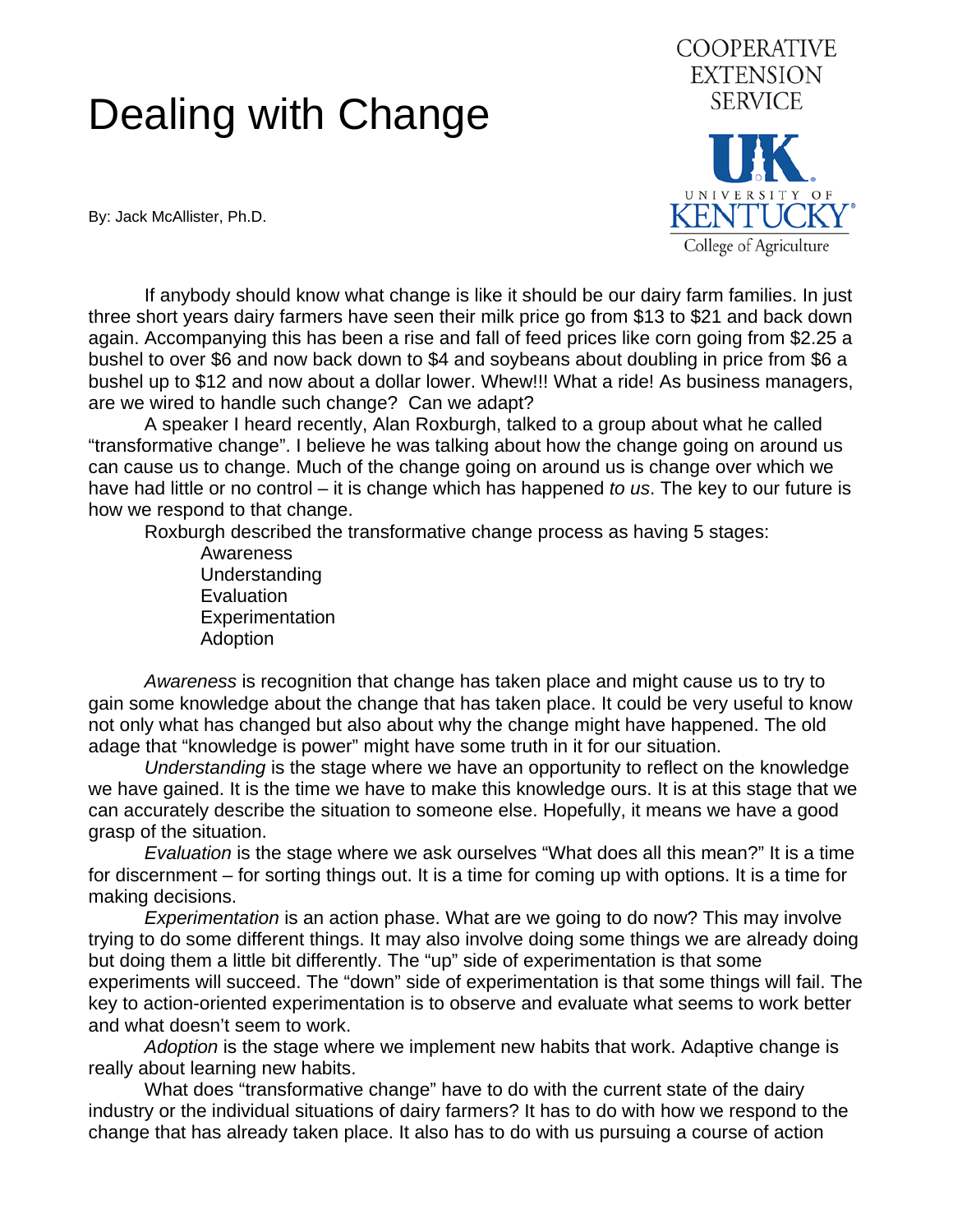# Dealing with Change

COOPERATIVE EXTENSION SERVICE

University of Kentucky College of Agriculture

By: Jack McAllister, Ph.D.

If anybody should know what change is like it should be our dairy farm families. In just three short years dairy farmers have seen their milk price go from $13 to $21 and back down again. Accompanying this has been a rise and fall of feed prices like corn going from $2.25 a bushel to over $6 and now back down to $4 and soybeans about doubling in price from $6 a bushel up to $12 and now about a dollar lower. Whew!!! What a ride! As business managers, are we wired to handle such change? Can we adapt?

A speaker I heard recently, Alan Roxburgh, talked to a group about what he called "transformative change". I believe he was talking about how the change going on around us can cause us to change. Much of the change going on around us is change over which we have had little or no control – it is change which has happened *to us*. The key to our future is how we respond to that change.

Roxburgh described the transformative change process as having 5 stages:

- Awareness
- Understanding
- Evaluation
- Experimentation
- Adoption

*Awareness* is recognition that change has taken place and might cause us to try to gain some knowledge about the change that has taken place. It could be very useful to know not only what has changed but also about why the change might have happened. The old adage that "knowledge is power" might have some truth in it for our situation.

*Understanding* is the stage where we have an opportunity to reflect on the knowledge we have gained. It is the time we have to make this knowledge ours. It is at this stage that we can accurately describe the situation to someone else. Hopefully, it means we have a good grasp of the situation.

*Evaluation* is the stage where we ask ourselves "What does all this mean?" It is a time for discernment – for sorting things out. It is a time for coming up with options. It is a time for making decisions.

*Experimentation* is an action phase. What are we going to do now? This may involve trying to do some different things. It may also involve doing some things we are already doing but doing them a little bit differently. The "up" side of experimentation is that some experiments will succeed. The "down" side of experimentation is that some things will fail. The key to action-oriented experimentation is to observe and evaluate what seems to work better and what doesn't seem to work.

*Adoption* is the stage where we implement new habits that work. Adaptive change is really about learning new habits.

What does "transformative change" have to do with the current state of the dairy industry or the individual situations of dairy farmers? It has to do with how we respond to the change that has already taken place. It also has to do with us pursuing a course of action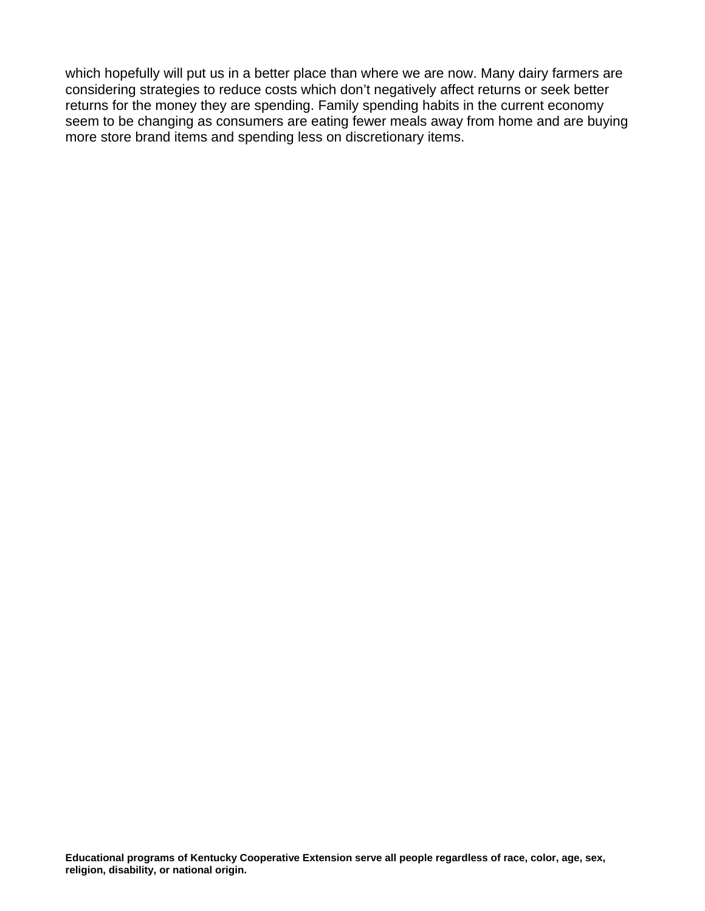which hopefully will put us in a better place than where we are now. Many dairy farmers are considering strategies to reduce costs which don't negatively affect returns or seek better returns for the money they are spending. Family spending habits in the current economy seem to be changing as consumers are eating fewer meals away from home and are buying more store brand items and spending less on discretionary items.

**Educational programs of Kentucky Cooperative Extension serve all people regardless of race, color, age, sex, religion, disability, or national origin.**